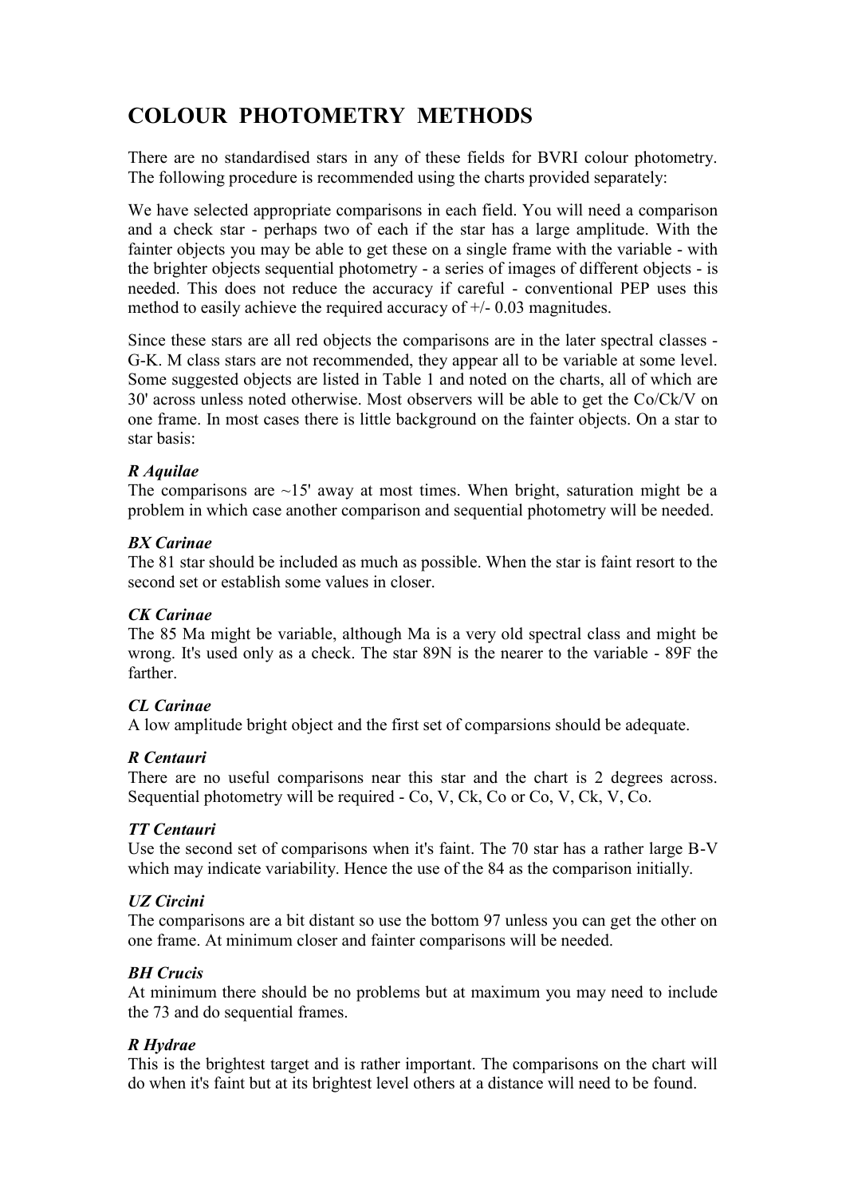# COLOUR PHOTOMETRY METHODS

There are no standardised stars in any of these fields for BVRI colour photometry. The following procedure is recommended using the charts provided separately:

We have selected appropriate comparisons in each field. You will need a comparison and a check star - perhaps two of each if the star has a large amplitude. With the fainter objects you may be able to get these on a single frame with the variable - with the brighter objects sequential photometry - a series of images of different objects - is needed. This does not reduce the accuracy if careful - conventional PEP uses this method to easily achieve the required accuracy of +/- 0.03 magnitudes.

Since these stars are all red objects the comparisons are in the later spectral classes - G-K. M class stars are not recommended, they appear all to be variable at some level. Some suggested objects are listed in Table 1 and noted on the charts, all of which are 30' across unless noted otherwise. Most observers will be able to get the Co/Ck/V on one frame. In most cases there is little background on the fainter objects. On a star to star basis:

***R Aquilae***
The comparisons are ~15' away at most times. When bright, saturation might be a problem in which case another comparison and sequential photometry will be needed.

***BX Carinae***
The 81 star should be included as much as possible. When the star is faint resort to the second set or establish some values in closer.

***CK Carinae***
The 85 Ma might be variable, although Ma is a very old spectral class and might be wrong. It's used only as a check. The star 89N is the nearer to the variable - 89F the farther.

***CL Carinae***
A low amplitude bright object and the first set of comparsions should be adequate.

***R Centauri***
There are no useful comparisons near this star and the chart is 2 degrees across. Sequential photometry will be required - Co, V, Ck, Co or Co, V, Ck, V, Co.

***TT Centauri***
Use the second set of comparisons when it's faint. The 70 star has a rather large B-V which may indicate variability. Hence the use of the 84 as the comparison initially.

***UZ Circini***
The comparisons are a bit distant so use the bottom 97 unless you can get the other on one frame. At minimum closer and fainter comparisons will be needed.

***BH Crucis***
At minimum there should be no problems but at maximum you may need to include the 73 and do sequential frames.

***R Hydrae***
This is the brightest target and is rather important. The comparisons on the chart will do when it's faint but at its brightest level others at a distance will need to be found.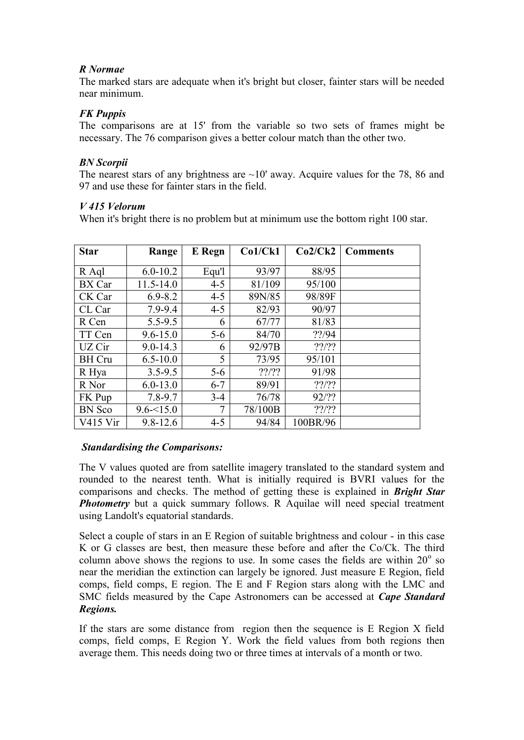### *R Normae*

The marked stars are adequate when it's bright but closer, fainter stars will be needed near minimum.

### *FK Puppis*

The comparisons are at 15' from the variable so two sets of frames might be necessary. The 76 comparison gives a better colour match than the other two.

### *BN Scorpii*

The nearest stars of any brightness are ~10' away. Acquire values for the 78, 86 and 97 and use these for fainter stars in the field.

### *V 415 Velorum*

When it's bright there is no problem but at minimum use the bottom right 100 star.

| Star | Range | E Regn | Co1/Ck1 | Co2/Ck2 | Comments |
|---|---|---|---|---|---|
| R Aql | 6.0-10.2 | Equ'l | 93/97 | 88/95 | |
| BX Car | 11.5-14.0 | 4-5 | 81/109 | 95/100 | |
| CK Car | 6.9-8.2 | 4-5 | 89N/85 | 98/89F | |
| CL Car | 7.9-9.4 | 4-5 | 82/93 | 90/97 | |
| R Cen | 5.5-9.5 | 6 | 67/77 | 81/83 | |
| TT Cen | 9.6-15.0 | 5-6 | 84/70 | ??/94 | |
| UZ Cir | 9.0-14.3 | 6 | 92/97B | ??/?? | |
| BH Cru | 6.5-10.0 | 5 | 73/95 | 95/101 | |
| R Hya | 3.5-9.5 | 5-6 | ??/?? | 91/98 | |
| R Nor | 6.0-13.0 | 6-7 | 89/91 | ??/?? | |
| FK Pup | 7.8-9.7 | 3-4 | 76/78 | 92/?? | |
| BN Sco | 9.6-<15.0 | 7 | 78/100B | ??/?? | |
| V415 Vir | 9.8-12.6 | 4-5 | 94/84 | 100BR/96 | |

### *Standardising the Comparisons:*

The V values quoted are from satellite imagery translated to the standard system and rounded to the nearest tenth. What is initially required is BVRI values for the comparisons and checks. The method of getting these is explained in ***Bright Star Photometry*** but a quick summary follows. R Aquilae will need special treatment using Landolt's equatorial standards.

Select a couple of stars in an E Region of suitable brightness and colour - in this case K or G classes are best, then measure these before and after the Co/Ck. The third column above shows the regions to use. In some cases the fields are within 20$^o$ so near the meridian the extinction can largely be ignored. Just measure E Region, field comps, field comps, E region. The E and F Region stars along with the LMC and SMC fields measured by the Cape Astronomers can be accessed at ***Cape Standard Regions.***

If the stars are some distance from region then the sequence is E Region X field comps, field comps, E Region Y. Work the field values from both regions then average them. This needs doing two or three times at intervals of a month or two.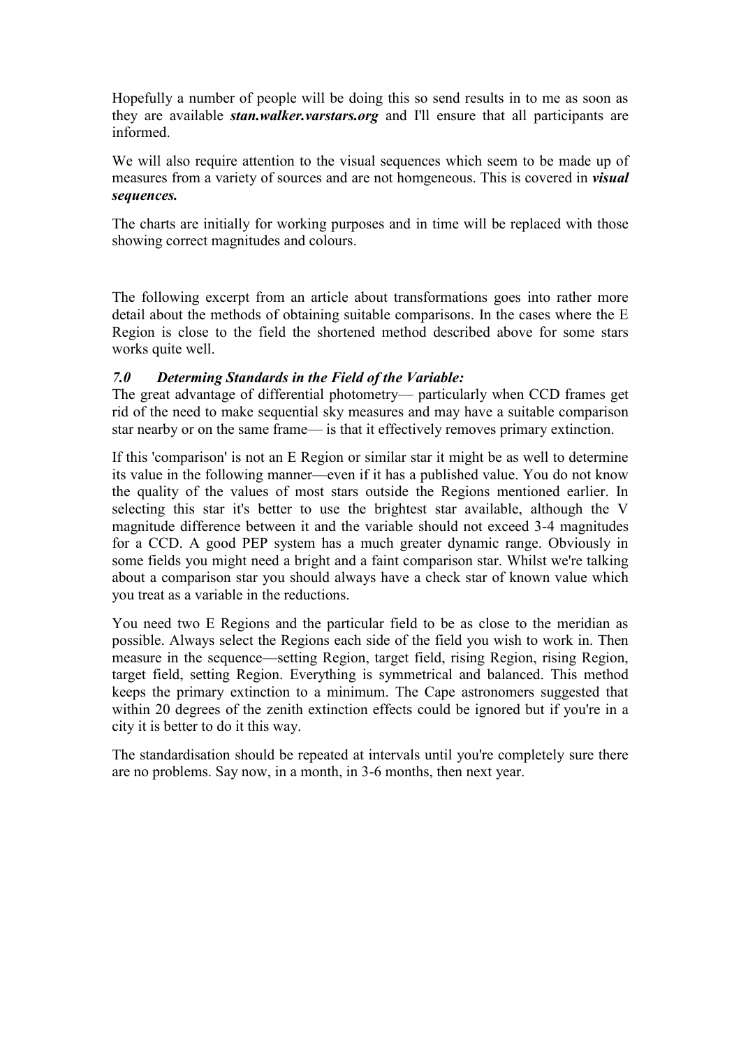Hopefully a number of people will be doing this so send results in to me as soon as they are available ***stan.walker.varstars.org*** and I'll ensure that all participants are informed.

We will also require attention to the visual sequences which seem to be made up of measures from a variety of sources and are not homgeneous. This is covered in ***visual sequences.***

The charts are initially for working purposes and in time will be replaced with those showing correct magnitudes and colours.

The following excerpt from an article about transformations goes into rather more detail about the methods of obtaining suitable comparisons. In the cases where the E Region is close to the field the shortened method described above for some stars works quite well.

***7.0 Determing Standards in the Field of the Variable:***

The great advantage of differential photometry— particularly when CCD frames get rid of the need to make sequential sky measures and may have a suitable comparison star nearby or on the same frame— is that it effectively removes primary extinction.

If this 'comparison' is not an E Region or similar star it might be as well to determine its value in the following manner—even if it has a published value. You do not know the quality of the values of most stars outside the Regions mentioned earlier. In selecting this star it's better to use the brightest star available, although the V magnitude difference between it and the variable should not exceed 3-4 magnitudes for a CCD. A good PEP system has a much greater dynamic range. Obviously in some fields you might need a bright and a faint comparison star. Whilst we're talking about a comparison star you should always have a check star of known value which you treat as a variable in the reductions.

You need two E Regions and the particular field to be as close to the meridian as possible. Always select the Regions each side of the field you wish to work in. Then measure in the sequence—setting Region, target field, rising Region, rising Region, target field, setting Region. Everything is symmetrical and balanced. This method keeps the primary extinction to a minimum. The Cape astronomers suggested that within 20 degrees of the zenith extinction effects could be ignored but if you're in a city it is better to do it this way.

The standardisation should be repeated at intervals until you're completely sure there are no problems. Say now, in a month, in 3-6 months, then next year.